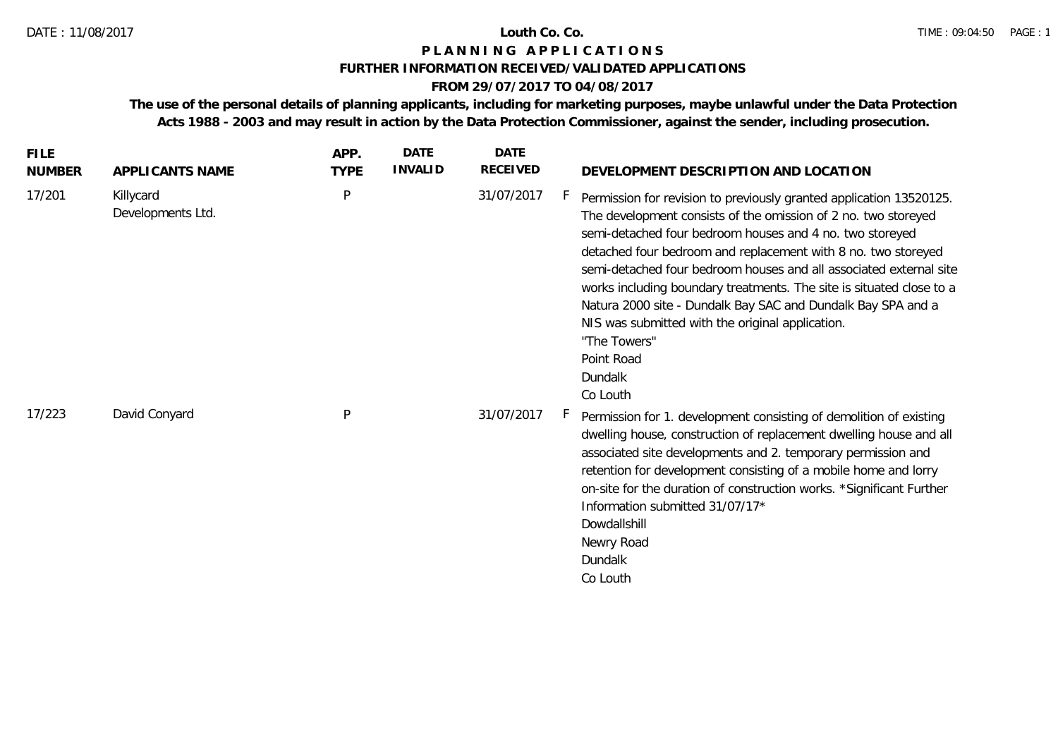**Louth Co. Co.**

# P L A N N I N G   A P P L I C A T I O N S

## FURTHER INFORMATION RECEIVED/VALIDATED APPLICATIONS

### FROM 29/07/2017 TO 04/08/2017

**The use of the personal details of planning applicants, including for marketing purposes, maybe unlawful under the Data Protection Acts 1988 - 2003 and may result in action by the Data Protection Commissioner, against the sender, including prosecution.**

| FILE NUMBER | APPLICANTS NAME | APP. TYPE | DATE INVALID | DATE RECEIVED | | DEVELOPMENT DESCRIPTION AND LOCATION |
|---|---|---|---|---|---|---|
| 17/201 | Killycard Developments Ltd. | P | | 31/07/2017 | F | Permission for revision to previously granted application 13520125. The development consists of the omission of 2 no. two storeyed semi-detached four bedroom houses and 4 no. two storeyed detached four bedroom and replacement with 8 no. two storeyed semi-detached four bedroom houses and all associated external site works including boundary treatments. The site is situated close to a Natura 2000 site - Dundalk Bay SAC and Dundalk Bay SPA and a NIS was submitted with the original application.<br>"The Towers"<br>Point Road<br>Dundalk<br>Co Louth |
| 17/223 | David Conyard | P | | 31/07/2017 | F | Permission for 1. development consisting of demolition of existing dwelling house, construction of replacement dwelling house and all associated site developments and 2. temporary permission and retention for development consisting of a mobile home and lorry on-site for the duration of construction works. *Significant Further Information submitted 31/07/17*<br>Dowdallshill<br>Newry Road<br>Dundalk<br>Co Louth |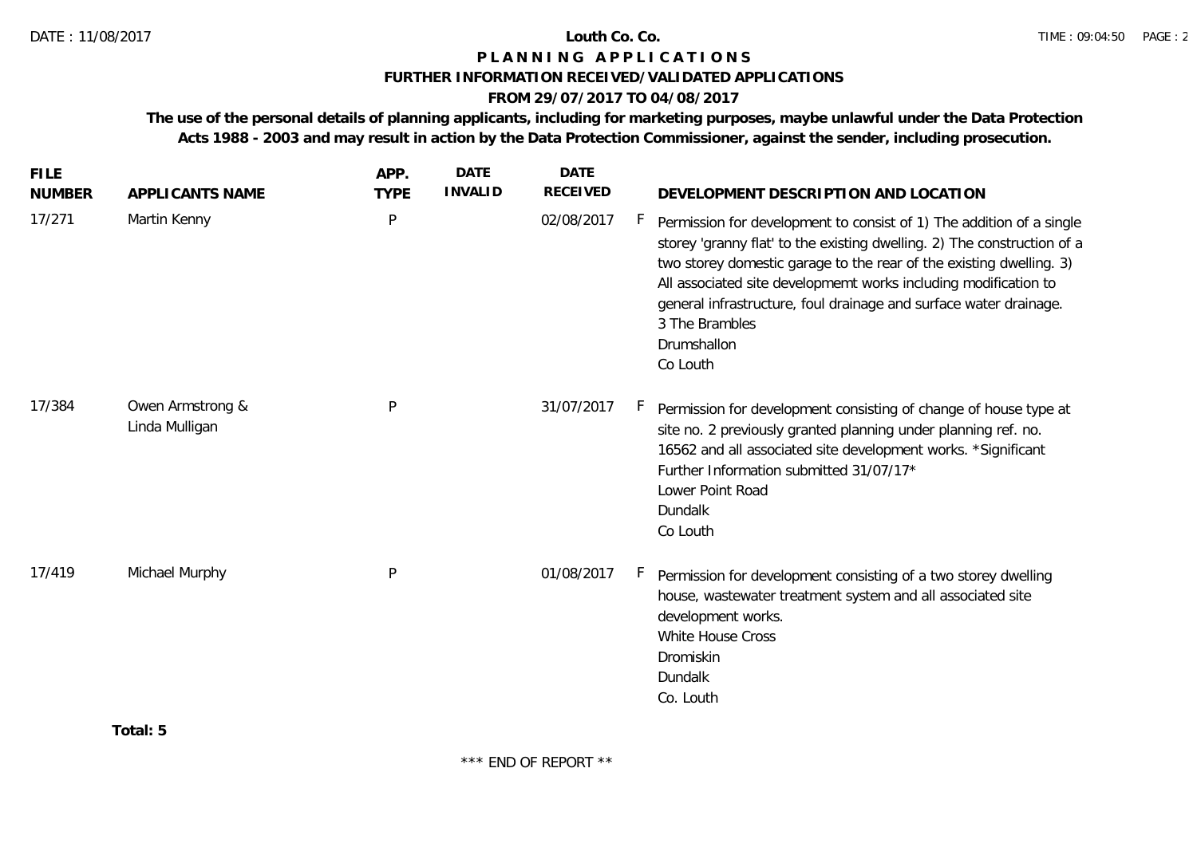**Louth Co. Co.**

# P L A N N I N G  A P P L I C A T I O N S

## FURTHER INFORMATION RECEIVED/VALIDATED APPLICATIONS

### FROM 29/07/2017 TO 04/08/2017

**The use of the personal details of planning applicants, including for marketing purposes, maybe unlawful under the Data Protection Acts 1988 - 2003 and may result in action by the Data Protection Commissioner, against the sender, including prosecution.**

| FILE NUMBER | APPLICANTS NAME | APP. TYPE | DATE INVALID | DATE RECEIVED | | DEVELOPMENT DESCRIPTION AND LOCATION |
|---|---|---|---|---|---|---|
| 17/271 | Martin Kenny | P | | 02/08/2017 | F | Permission for development to consist of 1) The addition of a single storey 'granny flat' to the existing dwelling. 2) The construction of a two storey domestic garage to the rear of the existing dwelling. 3) All associated site developmemt works including modification to general infrastructure, foul drainage and surface water drainage. 3 The Brambles Drumshallon Co Louth |
| 17/384 | Owen Armstrong & Linda Mulligan | P | | 31/07/2017 | F | Permission for development consisting of change of house type at site no. 2 previously granted planning under planning ref. no. 16562 and all associated site development works. *Significant Further Information submitted 31/07/17* Lower Point Road Dundalk Co Louth |
| 17/419 | Michael Murphy | P | | 01/08/2017 | F | Permission for development consisting of a two storey dwelling house, wastewater treatment system and all associated site development works. White House Cross Dromiskin Dundalk Co. Louth |

**Total: 5**

*** END OF REPORT **